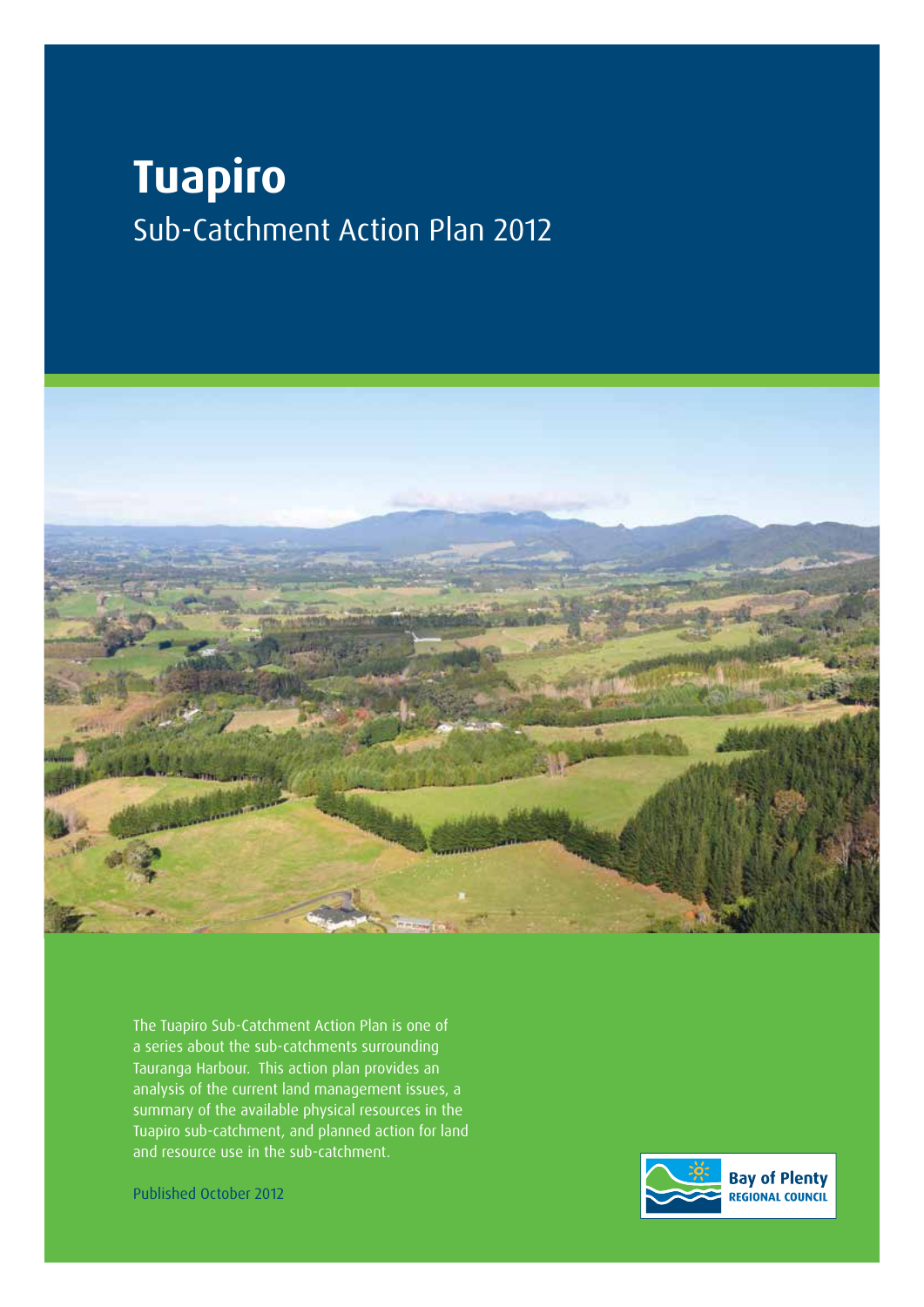# Tuapiro

## Sub-Catchment Action Plan 2012

The Tuapiro Sub-Catchment Action Plan is one of a series about the sub-catchments surrounding Tauranga Harbour. This action plan provides an analysis of the current land management issues, a summary of the available physical resources in the Tuapiro sub-catchment, and planned action for land and resource use in the sub-catchment.

Published October 2012

Bay of Plenty
REGIONAL COUNCIL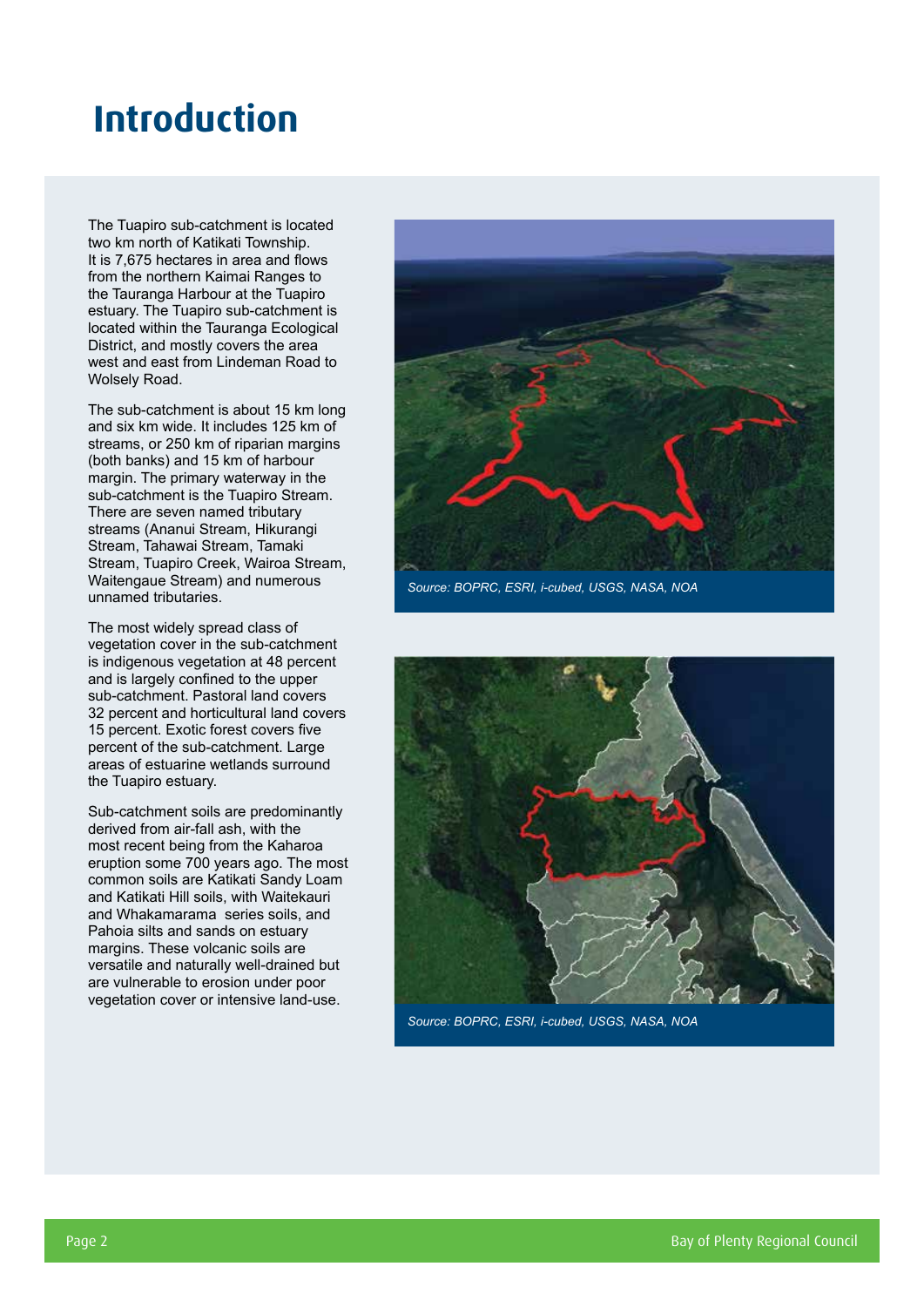# Introduction

The Tuapiro sub-catchment is located two km north of Katikati Township. It is 7,675 hectares in area and flows from the northern Kaimai Ranges to the Tauranga Harbour at the Tuapiro estuary. The Tuapiro sub-catchment is located within the Tauranga Ecological District, and mostly covers the area west and east from Lindeman Road to Wolsely Road.

The sub-catchment is about 15 km long and six km wide. It includes 125 km of streams, or 250 km of riparian margins (both banks) and 15 km of harbour margin. The primary waterway in the sub-catchment is the Tuapiro Stream. There are seven named tributary streams (Ananui Stream, Hikurangi Stream, Tahawai Stream, Tamaki Stream, Tuapiro Creek, Wairoa Stream, Waitengaue Stream) and numerous unnamed tributaries.

The most widely spread class of vegetation cover in the sub-catchment is indigenous vegetation at 48 percent and is largely confined to the upper sub-catchment. Pastoral land covers 32 percent and horticultural land covers 15 percent. Exotic forest covers five percent of the sub-catchment. Large areas of estuarine wetlands surround the Tuapiro estuary.

Sub-catchment soils are predominantly derived from air-fall ash, with the most recent being from the Kaharoa eruption some 700 years ago. The most common soils are Katikati Sandy Loam and Katikati Hill soils, with Waitekauri and Whakamarama series soils, and Pahoia silts and sands on estuary margins. These volcanic soils are versatile and naturally well-drained but are vulnerable to erosion under poor vegetation cover or intensive land-use.

*Source: BOPRC, ESRI, i-cubed, USGS, NASA, NOA*

*Source: BOPRC, ESRI, i-cubed, USGS, NASA, NOA*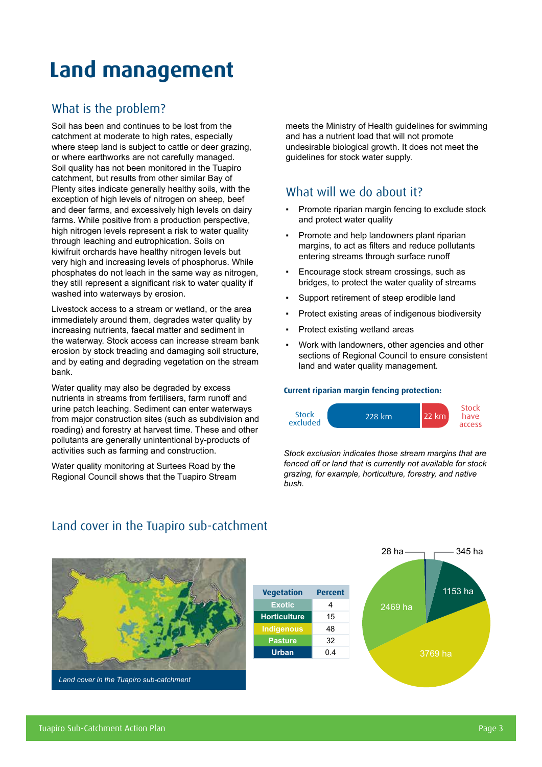# Land management

## What is the problem?

Soil has been and continues to be lost from the catchment at moderate to high rates, especially where steep land is subject to cattle or deer grazing, or where earthworks are not carefully managed. Soil quality has not been monitored in the Tuapiro catchment, but results from other similar Bay of Plenty sites indicate generally healthy soils, with the exception of high levels of nitrogen on sheep, beef and deer farms, and excessively high levels on dairy farms. While positive from a production perspective, high nitrogen levels represent a risk to water quality through leaching and eutrophication. Soils on kiwifruit orchards have healthy nitrogen levels but very high and increasing levels of phosphorus. While phosphates do not leach in the same way as nitrogen, they still represent a significant risk to water quality if washed into waterways by erosion.

Livestock access to a stream or wetland, or the area immediately around them, degrades water quality by increasing nutrients, faecal matter and sediment in the waterway. Stock access can increase stream bank erosion by stock treading and damaging soil structure, and by eating and degrading vegetation on the stream bank.

Water quality may also be degraded by excess nutrients in streams from fertilisers, farm runoff and urine patch leaching. Sediment can enter waterways from major construction sites (such as subdivision and roading) and forestry at harvest time. These and other pollutants are generally unintentional by-products of activities such as farming and construction.

Water quality monitoring at Surtees Road by the Regional Council shows that the Tuapiro Stream meets the Ministry of Health guidelines for swimming and has a nutrient load that will not promote undesirable biological growth. It does not meet the guidelines for stock water supply.

## What will we do about it?

- Promote riparian margin fencing to exclude stock and protect water quality
- Promote and help landowners plant riparian margins, to act as filters and reduce pollutants entering streams through surface runoff
- Encourage stock stream crossings, such as bridges, to protect the water quality of streams
- Support retirement of steep erodible land
- Protect existing areas of indigenous biodiversity
- Protect existing wetland areas
- Work with landowners, other agencies and other sections of Regional Council to ensure consistent land and water quality management.

**Current riparian margin fencing protection:**

Stock excluded: 228 km | Stock have access: 22 km

*Stock exclusion indicates those stream margins that are fenced off or land that is currently not available for stock grazing, for example, horticulture, forestry, and native bush.*

## Land cover in the Tuapiro sub-catchment

*Land cover in the Tuapiro sub-catchment*

| Vegetation | Percent |
|---|---|
| Exotic | 4 |
| Horticulture | 15 |
| Indigenous | 48 |
| Pasture | 32 |
| Urban | 0.4 |

Pie chart values: 28 ha, 345 ha, 1153 ha, 2469 ha, 3769 ha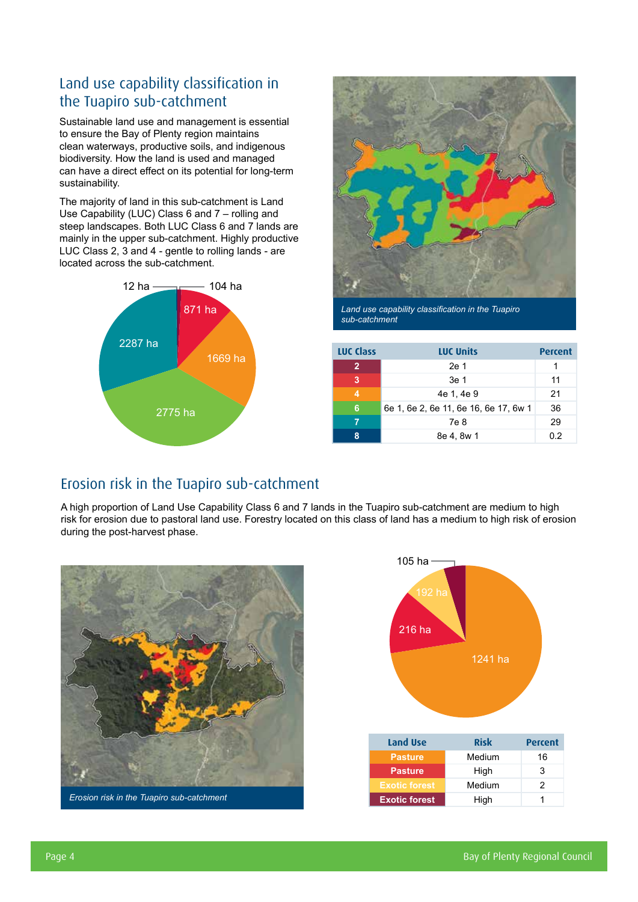## Land use capability classification in the Tuapiro sub-catchment

Sustainable land use and management is essential to ensure the Bay of Plenty region maintains clean waterways, productive soils, and indigenous biodiversity. How the land is used and managed can have a direct effect on its potential for long-term sustainability.

The majority of land in this sub-catchment is Land Use Capability (LUC) Class 6 and 7 – rolling and steep landscapes. Both LUC Class 6 and 7 lands are mainly in the upper sub-catchment. Highly productive LUC Class 2, 3 and 4 - gentle to rolling lands - are located across the sub-catchment.

12 ha, 104 ha, 871 ha, 1669 ha, 2775 ha, 2287 ha

*Land use capability classification in the Tuapiro sub-catchment*

| LUC Class | LUC Units | Percent |
|---|---|---|
| 2 | 2e 1 | 1 |
| 3 | 3e 1 | 11 |
| 4 | 4e 1, 4e 9 | 21 |
| 6 | 6e 1, 6e 2, 6e 11, 6e 16, 6e 17, 6w 1 | 36 |
| 7 | 7e 8 | 29 |
| 8 | 8e 4, 8w 1 | 0.2 |

## Erosion risk in the Tuapiro sub-catchment

A high proportion of Land Use Capability Class 6 and 7 lands in the Tuapiro sub-catchment are medium to high risk for erosion due to pastoral land use. Forestry located on this class of land has a medium to high risk of erosion during the post-harvest phase.

*Erosion risk in the Tuapiro sub-catchment*

105 ha, 192 ha, 216 ha, 1241 ha

| Land Use | Risk | Percent |
|---|---|---|
| Pasture | Medium | 16 |
| Pasture | High | 3 |
| Exotic forest | Medium | 2 |
| Exotic forest | High | 1 |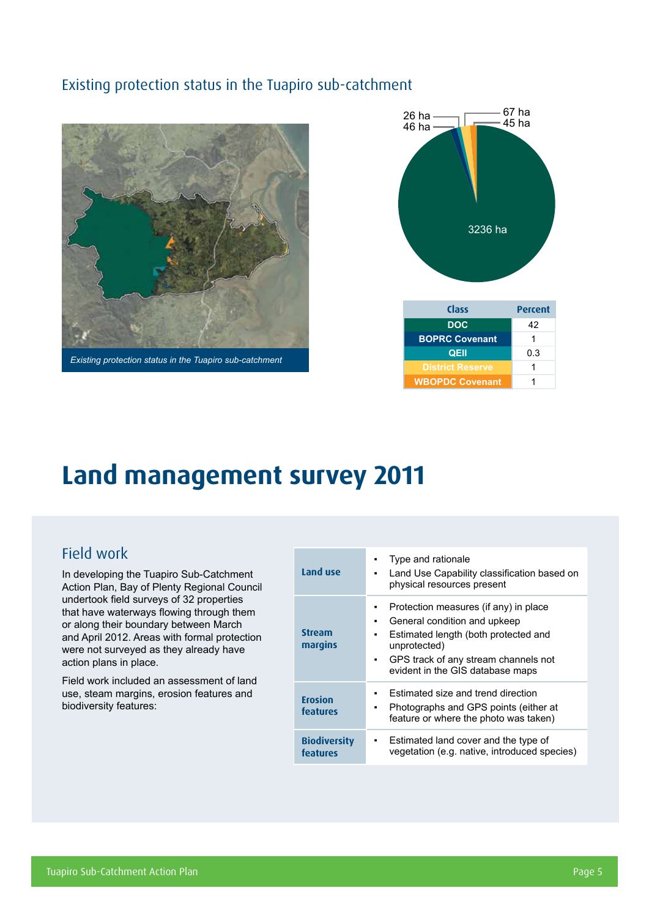## Existing protection status in the Tuapiro sub-catchment

*Existing protection status in the Tuapiro sub-catchment*

26 ha
46 ha
67 ha
45 ha
3236 ha

| Class | Percent |
|---|---|
| DOC | 42 |
| BOPRC Covenant | 1 |
| QEII | 0.3 |
| District Reserve | 1 |
| WBOPDC Covenant | 1 |

# Land management survey 2011

## Field work

In developing the Tuapiro Sub-Catchment Action Plan, Bay of Plenty Regional Council undertook field surveys of 32 properties that have waterways flowing through them or along their boundary between March and April 2012. Areas with formal protection were not surveyed as they already have action plans in place.

Field work included an assessment of land use, steam margins, erosion features and biodiversity features:

| | |
|---|---|
| **Land use** | ▪ Type and rationale<br>▪ Land Use Capability classification based on physical resources present |
| **Stream margins** | ▪ Protection measures (if any) in place<br>▪ General condition and upkeep<br>▪ Estimated length (both protected and unprotected)<br>▪ GPS track of any stream channels not evident in the GIS database maps |
| **Erosion features** | ▪ Estimated size and trend direction<br>▪ Photographs and GPS points (either at feature or where the photo was taken) |
| **Biodiversity features** | ▪ Estimated land cover and the type of vegetation (e.g. native, introduced species) |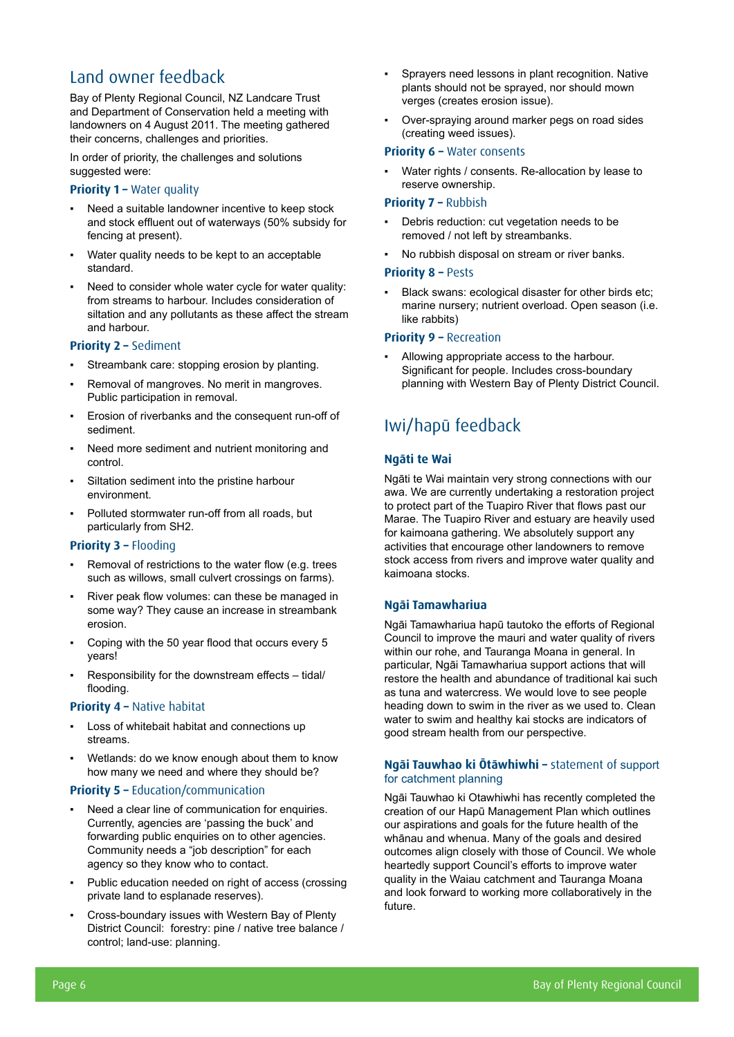## Land owner feedback

Bay of Plenty Regional Council, NZ Landcare Trust and Department of Conservation held a meeting with landowners on 4 August 2011. The meeting gathered their concerns, challenges and priorities.

In order of priority, the challenges and solutions suggested were:

### Priority 1 – Water quality

- Need a suitable landowner incentive to keep stock and stock effluent out of waterways (50% subsidy for fencing at present).
- Water quality needs to be kept to an acceptable standard.
- Need to consider whole water cycle for water quality: from streams to harbour. Includes consideration of siltation and any pollutants as these affect the stream and harbour.

### Priority 2 – Sediment

- Streambank care: stopping erosion by planting.
- Removal of mangroves. No merit in mangroves. Public participation in removal.
- Erosion of riverbanks and the consequent run-off of sediment.
- Need more sediment and nutrient monitoring and control.
- Siltation sediment into the pristine harbour environment.
- Polluted stormwater run-off from all roads, but particularly from SH2.

### Priority 3 – Flooding

- Removal of restrictions to the water flow (e.g. trees such as willows, small culvert crossings on farms).
- River peak flow volumes: can these be managed in some way? They cause an increase in streambank erosion.
- Coping with the 50 year flood that occurs every 5 years!
- Responsibility for the downstream effects – tidal/ flooding.

### Priority 4 – Native habitat

- Loss of whitebait habitat and connections up streams.
- Wetlands: do we know enough about them to know how many we need and where they should be?

### Priority 5 – Education/communication

- Need a clear line of communication for enquiries. Currently, agencies are 'passing the buck' and forwarding public enquiries on to other agencies. Community needs a "job description" for each agency so they know who to contact.
- Public education needed on right of access (crossing private land to esplanade reserves).
- Cross-boundary issues with Western Bay of Plenty District Council: forestry: pine / native tree balance / control; land-use: planning.
- Sprayers need lessons in plant recognition. Native plants should not be sprayed, nor should mown verges (creates erosion issue).
- Over-spraying around marker pegs on road sides (creating weed issues).

### Priority 6 – Water consents

- Water rights / consents. Re-allocation by lease to reserve ownership.

### Priority 7 – Rubbish

- Debris reduction: cut vegetation needs to be removed / not left by streambanks.
- No rubbish disposal on stream or river banks.

### Priority 8 – Pests

- Black swans: ecological disaster for other birds etc; marine nursery; nutrient overload. Open season (i.e. like rabbits)

### Priority 9 – Recreation

- Allowing appropriate access to the harbour. Significant for people. Includes cross-boundary planning with Western Bay of Plenty District Council.

## Iwi/hapū feedback

### Ngāti te Wai

Ngāti te Wai maintain very strong connections with our awa. We are currently undertaking a restoration project to protect part of the Tuapiro River that flows past our Marae. The Tuapiro River and estuary are heavily used for kaimoana gathering. We absolutely support any activities that encourage other landowners to remove stock access from rivers and improve water quality and kaimoana stocks.

### Ngāi Tamawhariua

Ngāi Tamawhariua hapū tautoko the efforts of Regional Council to improve the mauri and water quality of rivers within our rohe, and Tauranga Moana in general. In particular, Ngāi Tamawhariua support actions that will restore the health and abundance of traditional kai such as tuna and watercress. We would love to see people heading down to swim in the river as we used to. Clean water to swim and healthy kai stocks are indicators of good stream health from our perspective.

### Ngāi Tauwhao ki Ōtāwhiwhi – statement of support for catchment planning

Ngāi Tauwhao ki Otawhiwhi has recently completed the creation of our Hapū Management Plan which outlines our aspirations and goals for the future health of the whānau and whenua. Many of the goals and desired outcomes align closely with those of Council. We whole heartedly support Council's efforts to improve water quality in the Waiau catchment and Tauranga Moana and look forward to working more collaboratively in the future.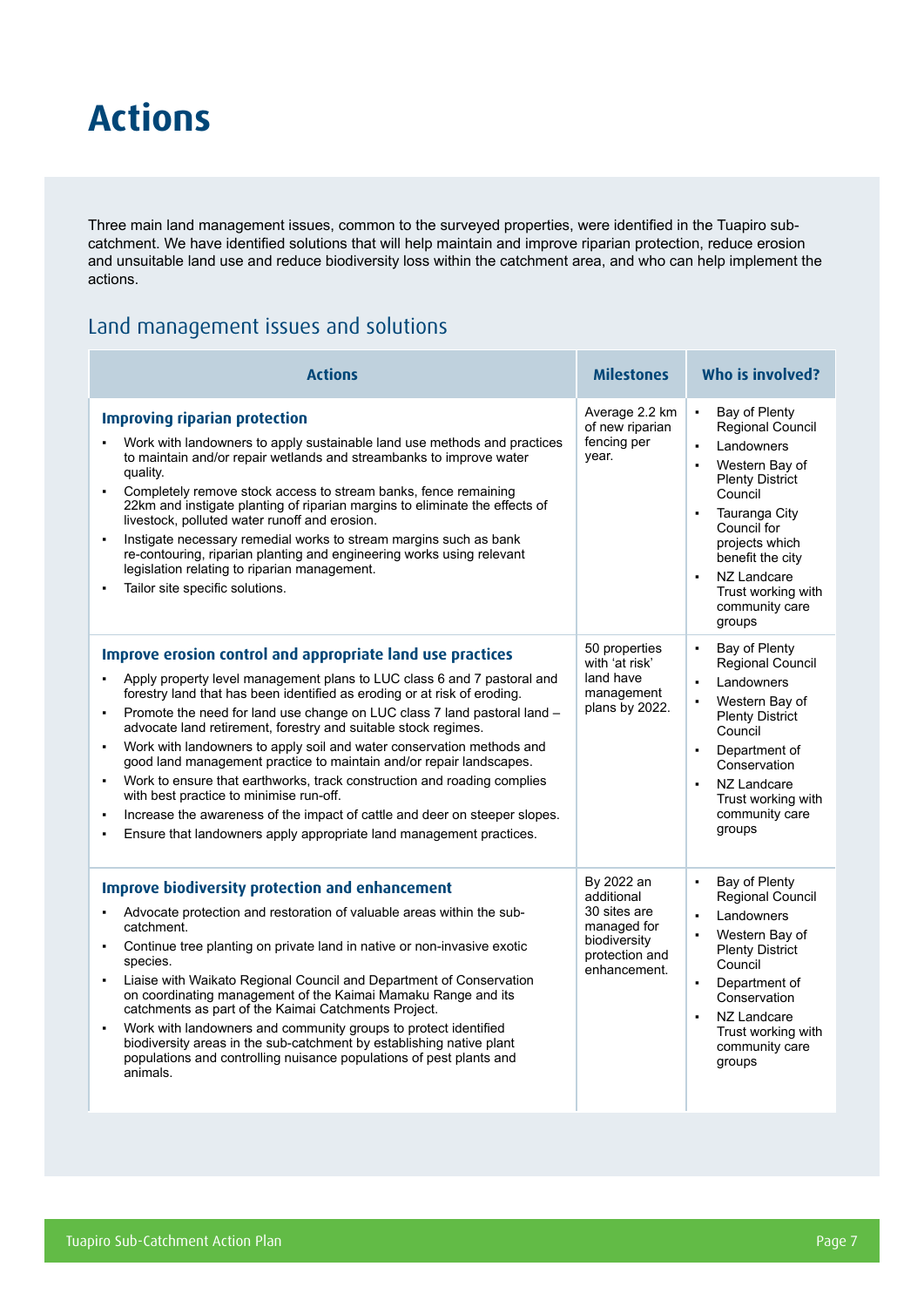# Actions

Three main land management issues, common to the surveyed properties, were identified in the Tuapiro sub-catchment. We have identified solutions that will help maintain and improve riparian protection, reduce erosion and unsuitable land use and reduce biodiversity loss within the catchment area, and who can help implement the actions.

## Land management issues and solutions

| Actions | Milestones | Who is involved? |
|---|---|---|
| **Improving riparian protection**<br>▪ Work with landowners to apply sustainable land use methods and practices to maintain and/or repair wetlands and streambanks to improve water quality.<br>▪ Completely remove stock access to stream banks, fence remaining 22km and instigate planting of riparian margins to eliminate the effects of livestock, polluted water runoff and erosion.<br>▪ Instigate necessary remedial works to stream margins such as bank re-contouring, riparian planting and engineering works using relevant legislation relating to riparian management.<br>▪ Tailor site specific solutions. | Average 2.2 km of new riparian fencing per year. | ▪ Bay of Plenty Regional Council<br>▪ Landowners<br>▪ Western Bay of Plenty District Council<br>▪ Tauranga City Council for projects which benefit the city<br>▪ NZ Landcare Trust working with community care groups |
| **Improve erosion control and appropriate land use practices**<br>▪ Apply property level management plans to LUC class 6 and 7 pastoral and forestry land that has been identified as eroding or at risk of eroding.<br>▪ Promote the need for land use change on LUC class 7 land pastoral land – advocate land retirement, forestry and suitable stock regimes.<br>▪ Work with landowners to apply soil and water conservation methods and good land management practice to maintain and/or repair landscapes.<br>▪ Work to ensure that earthworks, track construction and roading complies with best practice to minimise run-off.<br>▪ Increase the awareness of the impact of cattle and deer on steeper slopes.<br>▪ Ensure that landowners apply appropriate land management practices. | 50 properties with 'at risk' land have management plans by 2022. | ▪ Bay of Plenty Regional Council<br>▪ Landowners<br>▪ Western Bay of Plenty District Council<br>▪ Department of Conservation<br>▪ NZ Landcare Trust working with community care groups |
| **Improve biodiversity protection and enhancement**<br>▪ Advocate protection and restoration of valuable areas within the sub-catchment.<br>▪ Continue tree planting on private land in native or non-invasive exotic species.<br>▪ Liaise with Waikato Regional Council and Department of Conservation on coordinating management of the Kaimai Mamaku Range and its catchments as part of the Kaimai Catchments Project.<br>▪ Work with landowners and community groups to protect identified biodiversity areas in the sub-catchment by establishing native plant populations and controlling nuisance populations of pest plants and animals. | By 2022 an additional 30 sites are managed for biodiversity protection and enhancement. | ▪ Bay of Plenty Regional Council<br>▪ Landowners<br>▪ Western Bay of Plenty District Council<br>▪ Department of Conservation<br>▪ NZ Landcare Trust working with community care groups |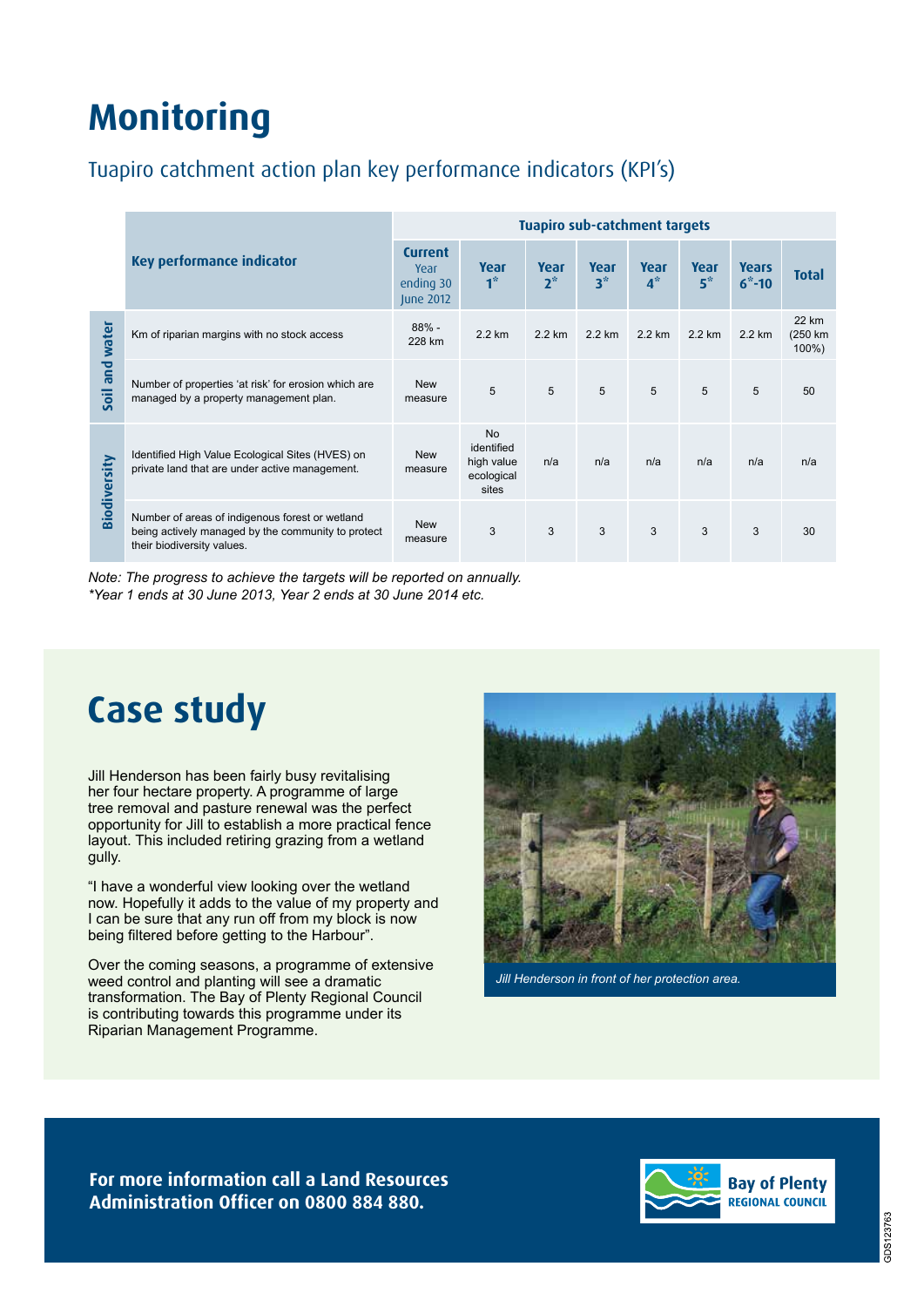# Monitoring

## Tuapiro catchment action plan key performance indicators (KPI's)

| | Key performance indicator | Tuapiro sub-catchment targets | | | | | | | |
|---|---|---|---|---|---|---|---|---|---|
| | | Current Year ending 30 June 2012 | Year 1* | Year 2* | Year 3* | Year 4* | Year 5* | Years 6*-10 | Total |
| Soil and water | Km of riparian margins with no stock access | 88% - 228 km | 2.2 km | 2.2 km | 2.2 km | 2.2 km | 2.2 km | 2.2 km | 22 km (250 km 100%) |
| | Number of properties 'at risk' for erosion which are managed by a property management plan. | New measure | 5 | 5 | 5 | 5 | 5 | 5 | 50 |
| Biodiversity | Identified High Value Ecological Sites (HVES) on private land that are under active management. | New measure | No identified high value ecological sites | n/a | n/a | n/a | n/a | n/a | n/a |
| | Number of areas of indigenous forest or wetland being actively managed by the community to protect their biodiversity values. | New measure | 3 | 3 | 3 | 3 | 3 | 3 | 30 |

*Note: The progress to achieve the targets will be reported on annually.*
*\*Year 1 ends at 30 June 2013, Year 2 ends at 30 June 2014 etc.*

# Case study

Jill Henderson has been fairly busy revitalising her four hectare property. A programme of large tree removal and pasture renewal was the perfect opportunity for Jill to establish a more practical fence layout. This included retiring grazing from a wetland gully.

"I have a wonderful view looking over the wetland now. Hopefully it adds to the value of my property and I can be sure that any run off from my block is now being filtered before getting to the Harbour".

Over the coming seasons, a programme of extensive weed control and planting will see a dramatic transformation. The Bay of Plenty Regional Council is contributing towards this programme under its Riparian Management Programme.

*Jill Henderson in front of her protection area.*

**For more information call a Land Resources Administration Officer on 0800 884 880.**

Bay of Plenty REGIONAL COUNCIL

GDS123763